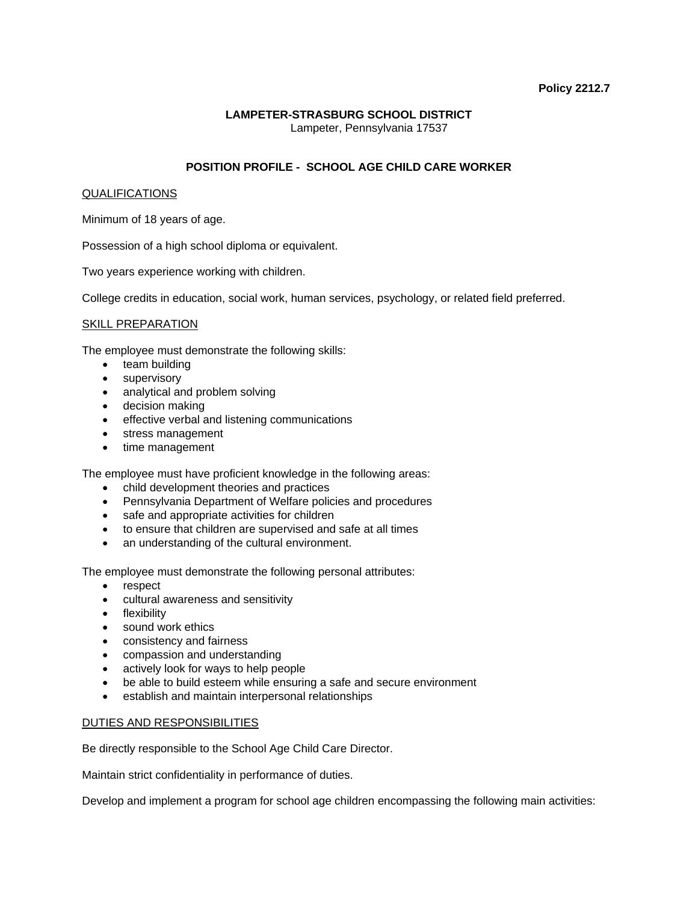**Policy 2212.7**

**LAMPETER-STRASBURG SCHOOL DISTRICT**
Lampeter, Pennsylvania 17537

# POSITION PROFILE - SCHOOL AGE CHILD CARE WORKER

## QUALIFICATIONS

Minimum of 18 years of age.

Possession of a high school diploma or equivalent.

Two years experience working with children.

College credits in education, social work, human services, psychology, or related field preferred.

## SKILL PREPARATION

The employee must demonstrate the following skills:

- team building
- supervisory
- analytical and problem solving
- decision making
- effective verbal and listening communications
- stress management
- time management

The employee must have proficient knowledge in the following areas:

- child development theories and practices
- Pennsylvania Department of Welfare policies and procedures
- safe and appropriate activities for children
- to ensure that children are supervised and safe at all times
- an understanding of the cultural environment.

The employee must demonstrate the following personal attributes:

- respect
- cultural awareness and sensitivity
- flexibility
- sound work ethics
- consistency and fairness
- compassion and understanding
- actively look for ways to help people
- be able to build esteem while ensuring a safe and secure environment
- establish and maintain interpersonal relationships

## DUTIES AND RESPONSIBILITIES

Be directly responsible to the School Age Child Care Director.

Maintain strict confidentiality in performance of duties.

Develop and implement a program for school age children encompassing the following main activities: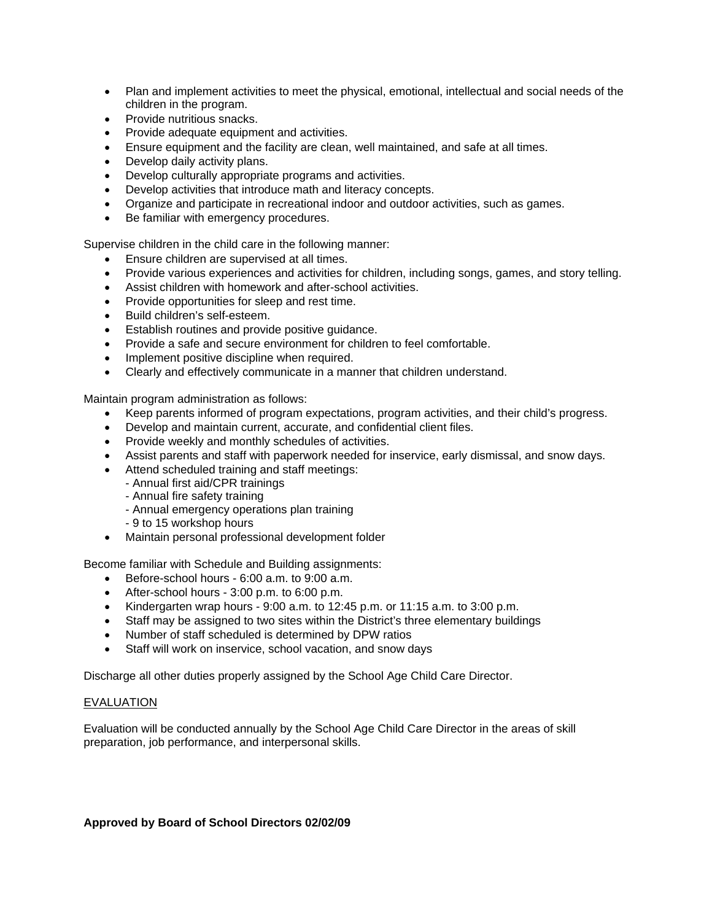- Plan and implement activities to meet the physical, emotional, intellectual and social needs of the children in the program.
- Provide nutritious snacks.
- Provide adequate equipment and activities.
- Ensure equipment and the facility are clean, well maintained, and safe at all times.
- Develop daily activity plans.
- Develop culturally appropriate programs and activities.
- Develop activities that introduce math and literacy concepts.
- Organize and participate in recreational indoor and outdoor activities, such as games.
- Be familiar with emergency procedures.

Supervise children in the child care in the following manner:

- Ensure children are supervised at all times.
- Provide various experiences and activities for children, including songs, games, and story telling.
- Assist children with homework and after-school activities.
- Provide opportunities for sleep and rest time.
- Build children's self-esteem.
- Establish routines and provide positive guidance.
- Provide a safe and secure environment for children to feel comfortable.
- Implement positive discipline when required.
- Clearly and effectively communicate in a manner that children understand.

Maintain program administration as follows:

- Keep parents informed of program expectations, program activities, and their child's progress.
- Develop and maintain current, accurate, and confidential client files.
- Provide weekly and monthly schedules of activities.
- Assist parents and staff with paperwork needed for inservice, early dismissal, and snow days.
- Attend scheduled training and staff meetings:
  - Annual first aid/CPR trainings
  - Annual fire safety training
  - Annual emergency operations plan training
  - 9 to 15 workshop hours
- Maintain personal professional development folder

Become familiar with Schedule and Building assignments:

- Before-school hours - 6:00 a.m. to 9:00 a.m.
- After-school hours - 3:00 p.m. to 6:00 p.m.
- Kindergarten wrap hours - 9:00 a.m. to 12:45 p.m. or 11:15 a.m. to 3:00 p.m.
- Staff may be assigned to two sites within the District's three elementary buildings
- Number of staff scheduled is determined by DPW ratios
- Staff will work on inservice, school vacation, and snow days

Discharge all other duties properly assigned by the School Age Child Care Director.

<u>EVALUATION</u>

Evaluation will be conducted annually by the School Age Child Care Director in the areas of skill preparation, job performance, and interpersonal skills.

**Approved by Board of School Directors 02/02/09**